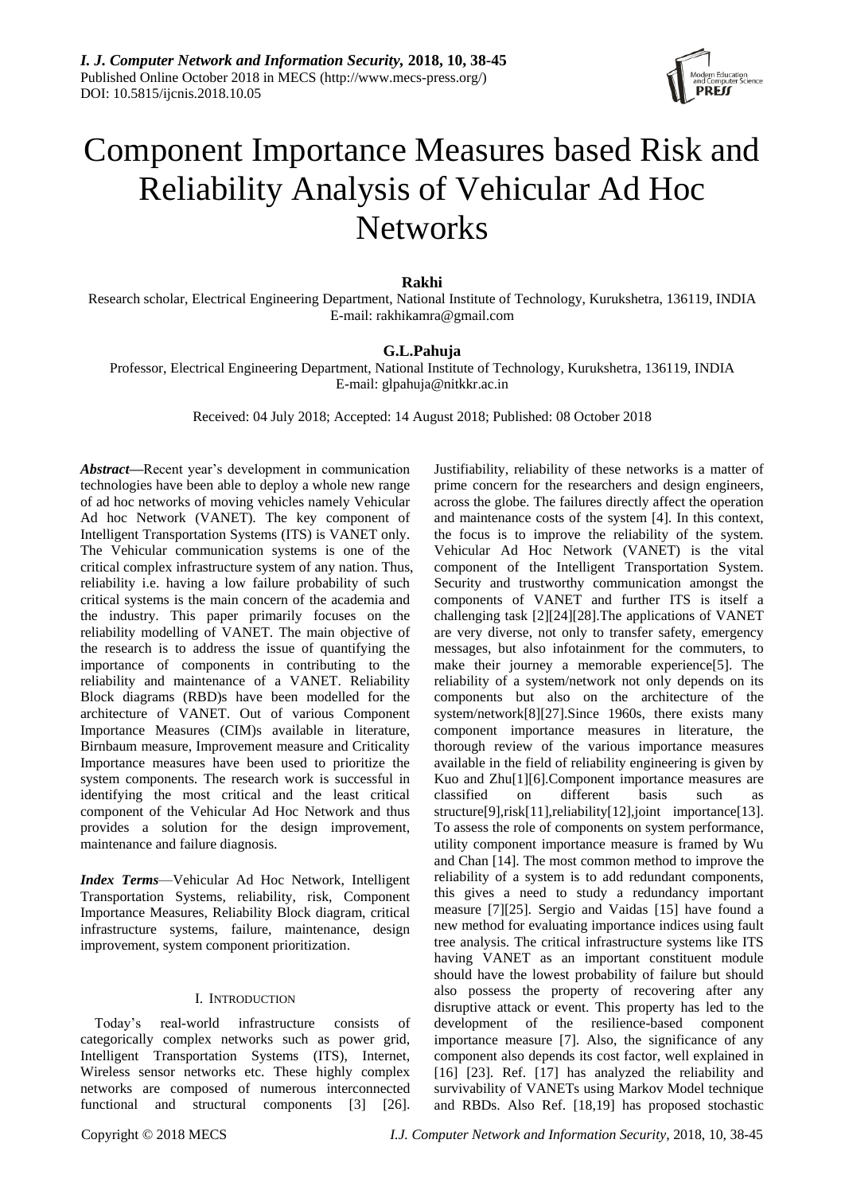# Component Importance Measures based Risk and Reliability Analysis of Vehicular Ad Hoc Networks

**Rakhi**

Research scholar, Electrical Engineering Department, National Institute of Technology, Kurukshetra, 136119, INDIA
E-mail: rakhikamra@gmail.com

**G.L.Pahuja**

Professor, Electrical Engineering Department, National Institute of Technology, Kurukshetra, 136119, INDIA
E-mail: glpahuja@nitkkr.ac.in

Received: 04 July 2018; Accepted: 14 August 2018; Published: 08 October 2018

***Abstract*****—**Recent year's development in communication technologies have been able to deploy a whole new range of ad hoc networks of moving vehicles namely Vehicular Ad hoc Network (VANET). The key component of Intelligent Transportation Systems (ITS) is VANET only. The Vehicular communication systems is one of the critical complex infrastructure system of any nation. Thus, reliability i.e. having a low failure probability of such critical systems is the main concern of the academia and the industry. This paper primarily focuses on the reliability modelling of VANET. The main objective of the research is to address the issue of quantifying the importance of components in contributing to the reliability and maintenance of a VANET. Reliability Block diagrams (RBD)s have been modelled for the architecture of VANET. Out of various Component Importance Measures (CIM)s available in literature, Birnbaum measure, Improvement measure and Criticality Importance measures have been used to prioritize the system components. The research work is successful in identifying the most critical and the least critical component of the Vehicular Ad Hoc Network and thus provides a solution for the design improvement, maintenance and failure diagnosis.

***Index Terms***—Vehicular Ad Hoc Network, Intelligent Transportation Systems, reliability, risk, Component Importance Measures, Reliability Block diagram, critical infrastructure systems, failure, maintenance, design improvement, system component prioritization.

## I. INTRODUCTION

Today's real-world infrastructure consists of categorically complex networks such as power grid, Intelligent Transportation Systems (ITS), Internet, Wireless sensor networks etc. These highly complex networks are composed of numerous interconnected functional and structural components [3] [26]. Justifiability, reliability of these networks is a matter of prime concern for the researchers and design engineers, across the globe. The failures directly affect the operation and maintenance costs of the system [4]. In this context, the focus is to improve the reliability of the system. Vehicular Ad Hoc Network (VANET) is the vital component of the Intelligent Transportation System. Security and trustworthy communication amongst the components of VANET and further ITS is itself a challenging task [2][24][28].The applications of VANET are very diverse, not only to transfer safety, emergency messages, but also infotainment for the commuters, to make their journey a memorable experience[5]. The reliability of a system/network not only depends on its components but also on the architecture of the system/network[8][27].Since 1960s, there exists many component importance measures in literature, the thorough review of the various importance measures available in the field of reliability engineering is given by Kuo and Zhu[1][6].Component importance measures are classified on different basis such as structure[9],risk[11],reliability[12],joint importance[13]. To assess the role of components on system performance, utility component importance measure is framed by Wu and Chan [14]. The most common method to improve the reliability of a system is to add redundant components, this gives a need to study a redundancy important measure [7][25]. Sergio and Vaidas [15] have found a new method for evaluating importance indices using fault tree analysis. The critical infrastructure systems like ITS having VANET as an important constituent module should have the lowest probability of failure but should also possess the property of recovering after any disruptive attack or event. This property has led to the development of the resilience-based component importance measure [7]. Also, the significance of any component also depends its cost factor, well explained in [16] [23]. Ref. [17] has analyzed the reliability and survivability of VANETs using Markov Model technique and RBDs. Also Ref. [18,19] has proposed stochastic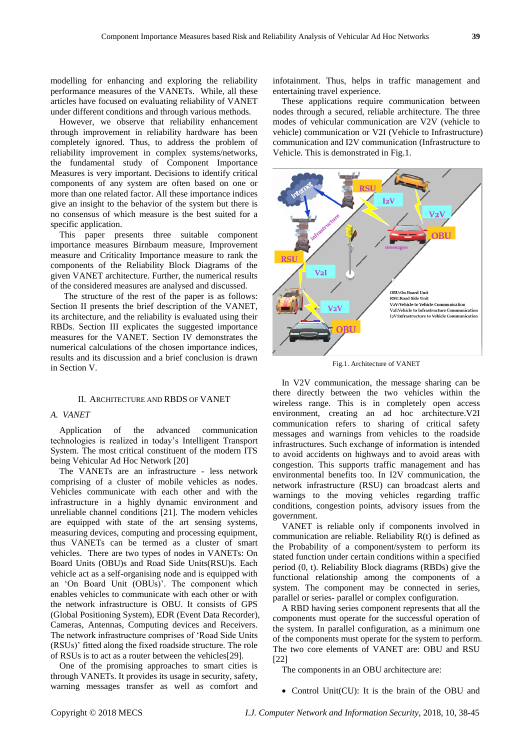modelling for enhancing and exploring the reliability performance measures of the VANETs. While, all these articles have focused on evaluating reliability of VANET under different conditions and through various methods.

However, we observe that reliability enhancement through improvement in reliability hardware has been completely ignored. Thus, to address the problem of reliability improvement in complex systems/networks, the fundamental study of Component Importance Measures is very important. Decisions to identify critical components of any system are often based on one or more than one related factor. All these importance indices give an insight to the behavior of the system but there is no consensus of which measure is the best suited for a specific application.

This paper presents three suitable component importance measures Birnbaum measure, Improvement measure and Criticality Importance measure to rank the components of the Reliability Block Diagrams of the given VANET architecture. Further, the numerical results of the considered measures are analysed and discussed.

The structure of the rest of the paper is as follows: Section II presents the brief description of the VANET, its architecture, and the reliability is evaluated using their RBDs. Section III explicates the suggested importance measures for the VANET. Section IV demonstrates the numerical calculations of the chosen importance indices, results and its discussion and a brief conclusion is drawn in Section V.

## II. Architecture and RBDs of VANET

### A. VANET

Application of the advanced communication technologies is realized in today's Intelligent Transport System. The most critical constituent of the modern ITS being Vehicular Ad Hoc Network [20]

The VANETs are an infrastructure - less network comprising of a cluster of mobile vehicles as nodes. Vehicles communicate with each other and with the infrastructure in a highly dynamic environment and unreliable channel conditions [21]. The modern vehicles are equipped with state of the art sensing systems, measuring devices, computing and processing equipment, thus VANETs can be termed as a cluster of smart vehicles. There are two types of nodes in VANETs: On Board Units (OBU)s and Road Side Units(RSU)s. Each vehicle act as a self-organising node and is equipped with an 'On Board Unit (OBUs)'. The component which enables vehicles to communicate with each other or with the network infrastructure is OBU. It consists of GPS (Global Positioning System), EDR (Event Data Recorder), Cameras, Antennas, Computing devices and Receivers. The network infrastructure comprises of 'Road Side Units (RSUs)' fitted along the fixed roadside structure. The role of RSUs is to act as a router between the vehicles[29].

One of the promising approaches to smart cities is through VANETs. It provides its usage in security, safety, warning messages transfer as well as comfort and infotainment. Thus, helps in traffic management and entertaining travel experience.

These applications require communication between nodes through a secured, reliable architecture. The three modes of vehicular communication are V2V (vehicle to vehicle) communication or V2I (Vehicle to Infrastructure) communication and I2V communication (Infrastructure to Vehicle. This is demonstrated in Fig.1.

Fig.1. Architecture of VANET

In V2V communication, the message sharing can be there directly between the two vehicles within the wireless range. This is in completely open access environment, creating an ad hoc architecture.V2I communication refers to sharing of critical safety messages and warnings from vehicles to the roadside infrastructures. Such exchange of information is intended to avoid accidents on highways and to avoid areas with congestion. This supports traffic management and has environmental benefits too. In I2V communication, the network infrastructure (RSU) can broadcast alerts and warnings to the moving vehicles regarding traffic conditions, congestion points, advisory issues from the government.

VANET is reliable only if components involved in communication are reliable. Reliability R(t) is defined as the Probability of a component/system to perform its stated function under certain conditions within a specified period (0, t). Reliability Block diagrams (RBDs) give the functional relationship among the components of a system. The component may be connected in series, parallel or series- parallel or complex configuration.

A RBD having series component represents that all the components must operate for the successful operation of the system. In parallel configuration, as a minimum one of the components must operate for the system to perform. The two core elements of VANET are: OBU and RSU [22]

The components in an OBU architecture are:

- Control Unit(CU): It is the brain of the OBU and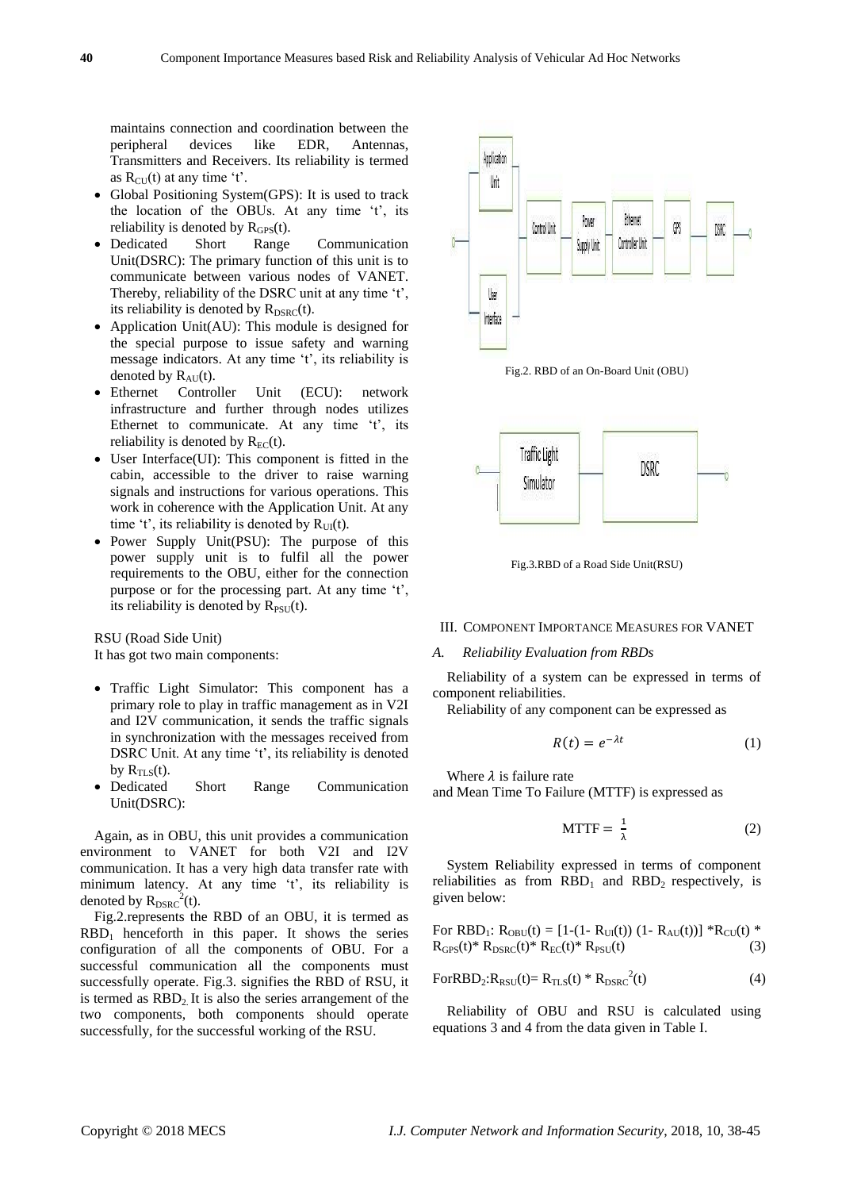maintains connection and coordination between the peripheral devices like EDR, Antennas, Transmitters and Receivers. Its reliability is termed as $R_{CU}(t)$ at any time 't'.

- Global Positioning System(GPS): It is used to track the location of the OBUs. At any time 't', its reliability is denoted by $R_{GPS}(t)$.
- Dedicated Short Range Communication Unit(DSRC): The primary function of this unit is to communicate between various nodes of VANET. Thereby, reliability of the DSRC unit at any time 't', its reliability is denoted by $R_{DSRC}(t)$.
- Application Unit(AU): This module is designed for the special purpose to issue safety and warning message indicators. At any time 't', its reliability is denoted by $R_{AU}(t)$.
- Ethernet Controller Unit (ECU): network infrastructure and further through nodes utilizes Ethernet to communicate. At any time 't', its reliability is denoted by $R_{EC}(t)$.
- User Interface(UI): This component is fitted in the cabin, accessible to the driver to raise warning signals and instructions for various operations. This work in coherence with the Application Unit. At any time 't', its reliability is denoted by $R_{UI}(t)$.
- Power Supply Unit(PSU): The purpose of this power supply unit is to fulfil all the power requirements to the OBU, either for the connection purpose or for the processing part. At any time 't', its reliability is denoted by $R_{PSU}(t)$.

RSU (Road Side Unit)

It has got two main components:

- Traffic Light Simulator: This component has a primary role to play in traffic management as in V2I and I2V communication, it sends the traffic signals in synchronization with the messages received from DSRC Unit. At any time 't', its reliability is denoted by $R_{TLS}(t)$.
- Dedicated Short Range Communication Unit(DSRC):

Again, as in OBU, this unit provides a communication environment to VANET for both V2I and I2V communication. It has a very high data transfer rate with minimum latency. At any time 't', its reliability is denoted by $R_{DSRC}^{2}(t)$.

Fig.2.represents the RBD of an OBU, it is termed as $RBD_1$ henceforth in this paper. It shows the series configuration of all the components of OBU. For a successful communication all the components must successfully operate. Fig.3. signifies the RBD of RSU, it is termed as $RBD_2$. It is also the series arrangement of the two components, both components should operate successfully, for the successful working of the RSU.

Fig.2. RBD of an On-Board Unit (OBU)

Fig.3.RBD of a Road Side Unit(RSU)

## III. Component Importance Measures for VANET

### *A. Reliability Evaluation from RBDs*

Reliability of a system can be expressed in terms of component reliabilities.

Reliability of any component can be expressed as

$$R(t) = e^{-\lambda t} \tag{1}$$

Where $\lambda$ is failure rate
and Mean Time To Failure (MTTF) is expressed as

$$\text{MTTF} = \frac{1}{\lambda} \tag{2}$$

System Reliability expressed in terms of component reliabilities as from $RBD_1$ and $RBD_2$ respectively, is given below:

For $RBD_1$: $R_{OBU}(t) = [1-(1- R_{UI}(t))\ (1- R_{AU}(t))] * R_{CU}(t) * R_{GPS}(t) * R_{DSRC}(t) * R_{EC}(t) * R_{PSU}(t)$ (3)

For$RBD_2$: $R_{RSU}(t) = R_{TLS}(t) * R_{DSRC}^{2}(t)$ (4)

Reliability of OBU and RSU is calculated using equations 3 and 4 from the data given in Table I.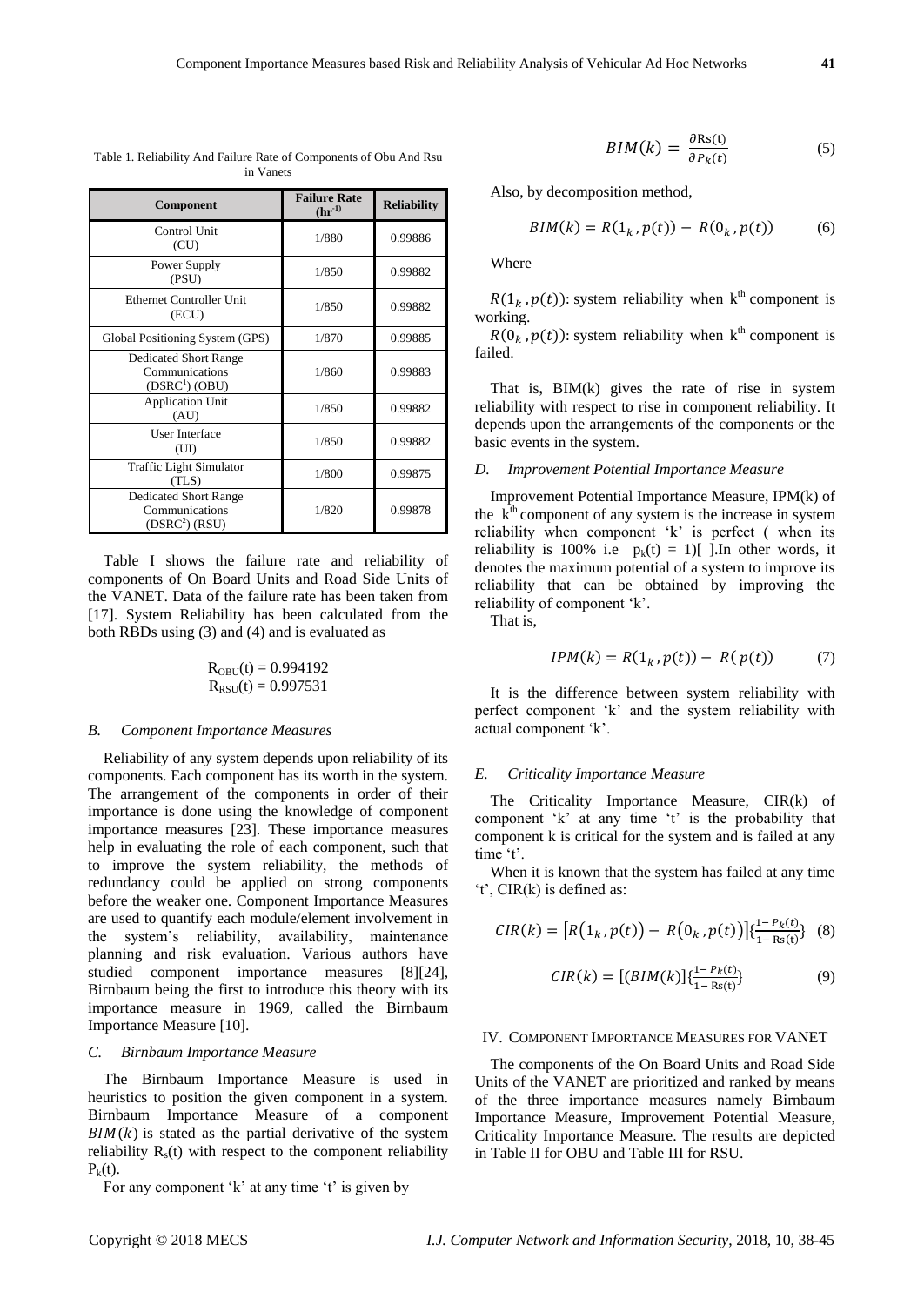Table 1. Reliability And Failure Rate of Components of Obu And Rsu in Vanets

| Component | Failure Rate ($hr^{-1}$) | Reliability |
|---|---|---|
| Control Unit (CU) | 1/880 | 0.99886 |
| Power Supply (PSU) | 1/850 | 0.99882 |
| Ethernet Controller Unit (ECU) | 1/850 | 0.99882 |
| Global Positioning System (GPS) | 1/870 | 0.99885 |
| Dedicated Short Range Communications ($DSRC^1$) (OBU) | 1/860 | 0.99883 |
| Application Unit (AU) | 1/850 | 0.99882 |
| User Interface (UI) | 1/850 | 0.99882 |
| Traffic Light Simulator (TLS) | 1/800 | 0.99875 |
| Dedicated Short Range Communications ($DSRC^2$) (RSU) | 1/820 | 0.99878 |

Table I shows the failure rate and reliability of components of On Board Units and Road Side Units of the VANET. Data of the failure rate has been taken from [17]. System Reliability has been calculated from the both RBDs using (3) and (4) and is evaluated as

$$R_{OBU}(t) = 0.994192$$
$$R_{RSU}(t) = 0.997531$$

### *B. Component Importance Measures*

Reliability of any system depends upon reliability of its components. Each component has its worth in the system. The arrangement of the components in order of their importance is done using the knowledge of component importance measures [23]. These importance measures help in evaluating the role of each component, such that to improve the system reliability, the methods of redundancy could be applied on strong components before the weaker one. Component Importance Measures are used to quantify each module/element involvement in the system's reliability, availability, maintenance planning and risk evaluation. Various authors have studied component importance measures [8][24], Birnbaum being the first to introduce this theory with its importance measure in 1969, called the Birnbaum Importance Measure [10].

### *C. Birnbaum Importance Measure*

The Birnbaum Importance Measure is used in heuristics to position the given component in a system. Birnbaum Importance Measure of a component $BIM(k)$ is stated as the partial derivative of the system reliability $R_s(t)$ with respect to the component reliability $P_k(t)$.

For any component 'k' at any time 't' is given by

$$BIM(k) = \frac{\partial Rs(t)}{\partial P_k(t)} \tag{5}$$

Also, by decomposition method,

$$BIM(k) = R(1_k, p(t)) - R(0_k, p(t)) \tag{6}$$

Where

$R(1_k, p(t))$: system reliability when $k^{th}$ component is working.

$R(0_k, p(t))$: system reliability when $k^{th}$ component is failed.

That is, BIM(k) gives the rate of rise in system reliability with respect to rise in component reliability. It depends upon the arrangements of the components or the basic events in the system.

### *D. Improvement Potential Importance Measure*

Improvement Potential Importance Measure, IPM(k) of the $k^{th}$ component of any system is the increase in system reliability when component 'k' is perfect ( when its reliability is 100% i.e $p_k(t) = 1$)[ ].In other words, it denotes the maximum potential of a system to improve its reliability that can be obtained by improving the reliability of component 'k'.

That is,

$$IPM(k) = R(1_k, p(t)) - R(p(t)) \tag{7}$$

It is the difference between system reliability with perfect component 'k' and the system reliability with actual component 'k'.

### *E. Criticality Importance Measure*

The Criticality Importance Measure, CIR(k) of component 'k' at any time 't' is the probability that component k is critical for the system and is failed at any time 't'.

When it is known that the system has failed at any time 't', CIR(k) is defined as:

$$CIR(k) = \left[R(1_k, p(t)) - R(0_k, p(t))\right]\left\{\frac{1 - P_k(t)}{1 - Rs(t)}\right\} \tag{8}$$

$$CIR(k) = [(BIM(k)]\left\{\frac{1 - P_k(t)}{1 - Rs(t)}\right\} \tag{9}$$

## IV. Component Importance Measures for VANET

The components of the On Board Units and Road Side Units of the VANET are prioritized and ranked by means of the three importance measures namely Birnbaum Importance Measure, Improvement Potential Measure, Criticality Importance Measure. The results are depicted in Table II for OBU and Table III for RSU.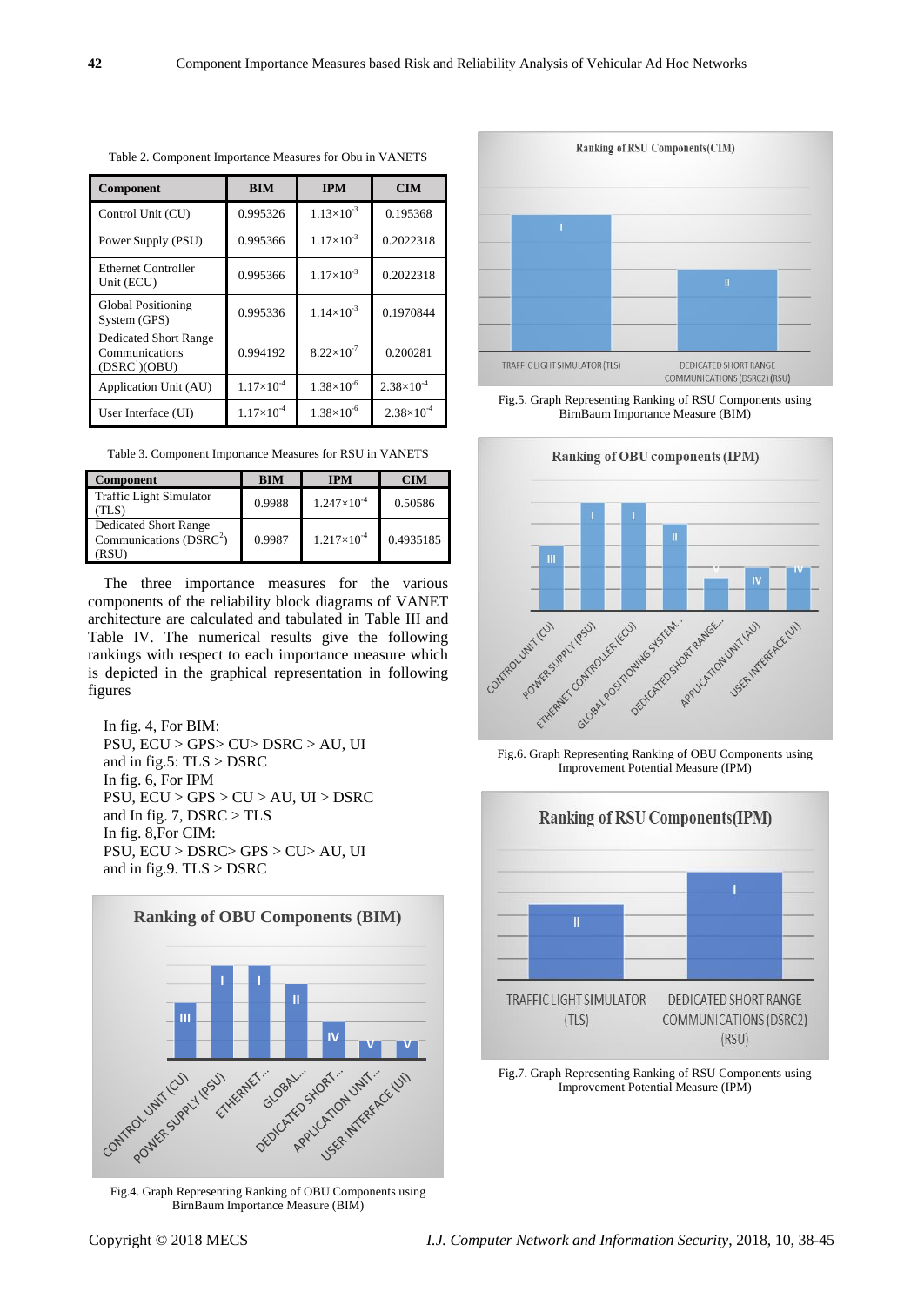Table 2. Component Importance Measures for Obu in VANETS

| Component | BIM | IPM | CIM |
|---|---|---|---|
| Control Unit (CU) | 0.995326 | $1.13\times10^{-3}$ | 0.195368 |
| Power Supply (PSU) | 0.995366 | $1.17\times10^{-3}$ | 0.2022318 |
| Ethernet Controller Unit (ECU) | 0.995366 | $1.17\times10^{-3}$ | 0.2022318 |
| Global Positioning System (GPS) | 0.995336 | $1.14\times10^{-3}$ | 0.1970844 |
| Dedicated Short Range Communications (DSRC[1])(OBU) | 0.994192 | $8.22\times10^{-7}$ | 0.200281 |
| Application Unit (AU) | $1.17\times10^{-4}$ | $1.38\times10^{-6}$ | $2.38\times10^{-4}$ |
| User Interface (UI) | $1.17\times10^{-4}$ | $1.38\times10^{-6}$ | $2.38\times10^{-4}$ |

Table 3. Component Importance Measures for RSU in VANETS

| Component | BIM | IPM | CIM |
|---|---|---|---|
| Traffic Light Simulator (TLS) | 0.9988 | $1.247\times10^{-4}$ | 0.50586 |
| Dedicated Short Range Communications (DSRC[2]) (RSU) | 0.9987 | $1.217\times10^{-4}$ | 0.4935185 |

The three importance measures for the various components of the reliability block diagrams of VANET architecture are calculated and tabulated in Table III and Table IV. The numerical results give the following rankings with respect to each importance measure which is depicted in the graphical representation in following figures

In fig. 4, For BIM:
PSU, ECU > GPS> CU> DSRC > AU, UI
and in fig.5: TLS > DSRC
In fig. 6, For IPM
PSU, ECU > GPS > CU > AU, UI > DSRC
and In fig. 7, DSRC > TLS
In fig. 8,For CIM:
PSU, ECU > DSRC> GPS > CU> AU, UI
and in fig.9. TLS > DSRC

Fig.4. Graph Representing Ranking of OBU Components using BirnBaum Importance Measure (BIM)

Fig.5. Graph Representing Ranking of RSU Components using BirnBaum Importance Measure (BIM)

Fig.6. Graph Representing Ranking of OBU Components using Improvement Potential Measure (IPM)

Fig.7. Graph Representing Ranking of RSU Components using Improvement Potential Measure (IPM)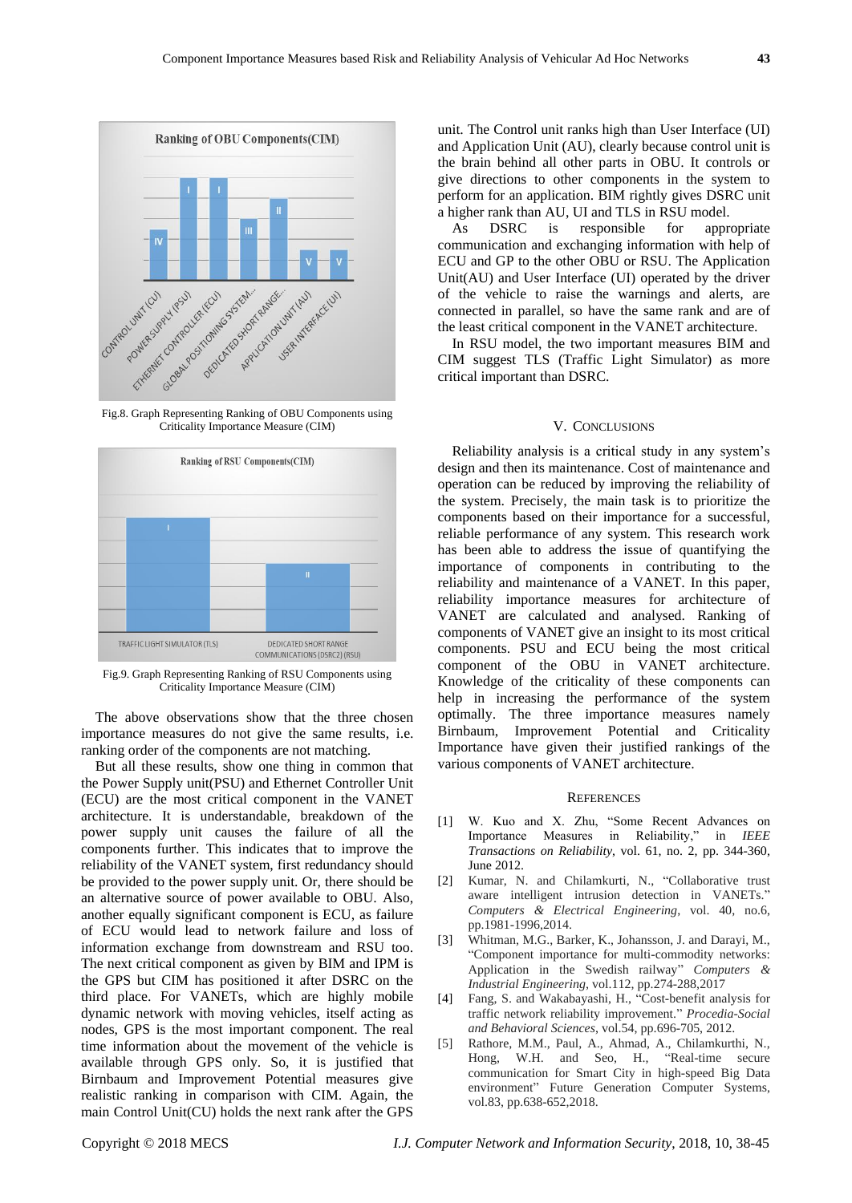Fig.8. Graph Representing Ranking of OBU Components using Criticality Importance Measure (CIM)

Fig.9. Graph Representing Ranking of RSU Components using Criticality Importance Measure (CIM)

The above observations show that the three chosen importance measures do not give the same results, i.e. ranking order of the components are not matching.

But all these results, show one thing in common that the Power Supply unit(PSU) and Ethernet Controller Unit (ECU) are the most critical component in the VANET architecture. It is understandable, breakdown of the power supply unit causes the failure of all the components further. This indicates that to improve the reliability of the VANET system, first redundancy should be provided to the power supply unit. Or, there should be an alternative source of power available to OBU. Also, another equally significant component is ECU, as failure of ECU would lead to network failure and loss of information exchange from downstream and RSU too. The next critical component as given by BIM and IPM is the GPS but CIM has positioned it after DSRC on the third place. For VANETs, which are highly mobile dynamic network with moving vehicles, itself acting as nodes, GPS is the most important component. The real time information about the movement of the vehicle is available through GPS only. So, it is justified that Birnbaum and Improvement Potential measures give realistic ranking in comparison with CIM. Again, the main Control Unit(CU) holds the next rank after the GPS unit. The Control unit ranks high than User Interface (UI) and Application Unit (AU), clearly because control unit is the brain behind all other parts in OBU. It controls or give directions to other components in the system to perform for an application. BIM rightly gives DSRC unit a higher rank than AU, UI and TLS in RSU model.

As DSRC is responsible for appropriate communication and exchanging information with help of ECU and GP to the other OBU or RSU. The Application Unit(AU) and User Interface (UI) operated by the driver of the vehicle to raise the warnings and alerts, are connected in parallel, so have the same rank and are of the least critical component in the VANET architecture.

In RSU model, the two important measures BIM and CIM suggest TLS (Traffic Light Simulator) as more critical important than DSRC.

## V. Conclusions

Reliability analysis is a critical study in any system's design and then its maintenance. Cost of maintenance and operation can be reduced by improving the reliability of the system. Precisely, the main task is to prioritize the components based on their importance for a successful, reliable performance of any system. This research work has been able to address the issue of quantifying the importance of components in contributing to the reliability and maintenance of a VANET. In this paper, reliability importance measures for architecture of VANET are calculated and analysed. Ranking of components of VANET give an insight to its most critical components. PSU and ECU being the most critical component of the OBU in VANET architecture. Knowledge of the criticality of these components can help in increasing the performance of the system optimally. The three importance measures namely Birnbaum, Improvement Potential and Criticality Importance have given their justified rankings of the various components of VANET architecture.

## References

[1] W. Kuo and X. Zhu, "Some Recent Advances on Importance Measures in Reliability," in *IEEE Transactions on Reliability*, vol. 61, no. 2, pp. 344-360, June 2012.

[2] Kumar, N. and Chilamkurti, N., "Collaborative trust aware intelligent intrusion detection in VANETs." *Computers & Electrical Engineering*, vol. 40, no.6, pp.1981-1996,2014.

[3] Whitman, M.G., Barker, K., Johansson, J. and Darayi, M., "Component importance for multi-commodity networks: Application in the Swedish railway" *Computers & Industrial Engineering*, vol.112, pp.274-288,2017

[4] Fang, S. and Wakabayashi, H., "Cost-benefit analysis for traffic network reliability improvement." *Procedia-Social and Behavioral Sciences*, vol.54, pp.696-705, 2012.

[5] Rathore, M.M., Paul, A., Ahmad, A., Chilamkurthi, N., Hong, W.H. and Seo, H., "Real-time secure communication for Smart City in high-speed Big Data environment" Future Generation Computer Systems, vol.83, pp.638-652,2018.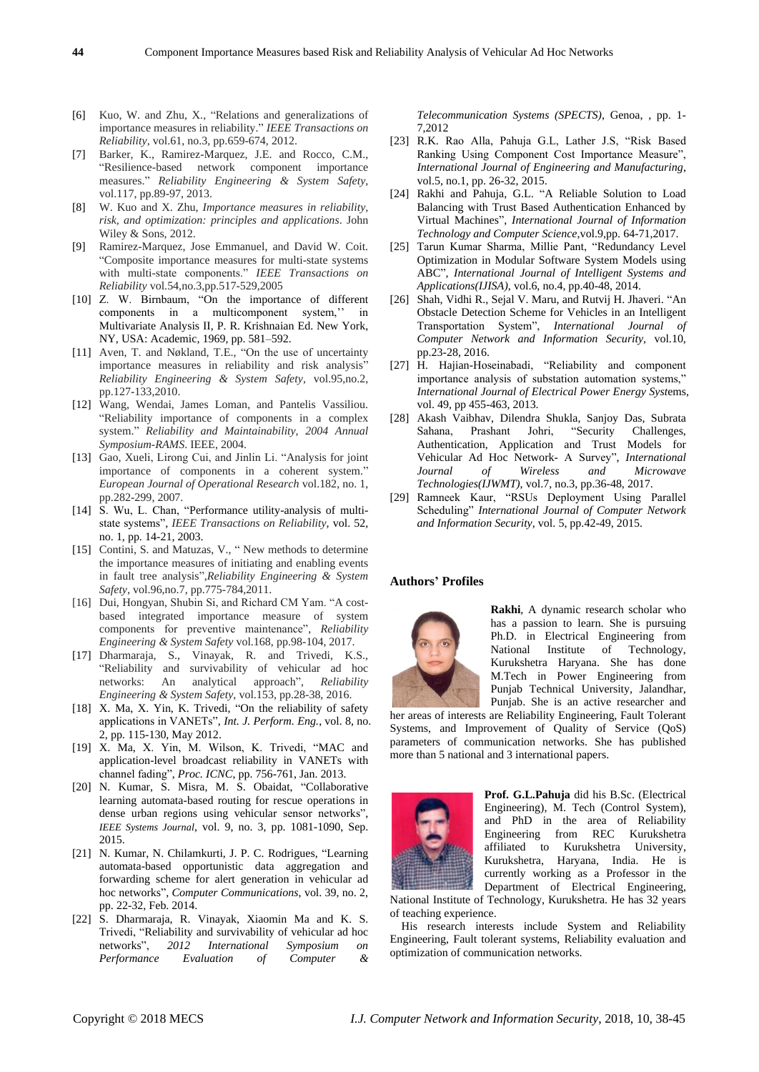[6] Kuo, W. and Zhu, X., "Relations and generalizations of importance measures in reliability." *IEEE Transactions on Reliability*, vol.61, no.3, pp.659-674, 2012.

[7] Barker, K., Ramirez-Marquez, J.E. and Rocco, C.M., "Resilience-based network component importance measures." *Reliability Engineering & System Safety*, vol.117, pp.89-97, 2013.

[8] W. Kuo and X. Zhu, *Importance measures in reliability, risk, and optimization: principles and applications*. John Wiley & Sons, 2012.

[9] Ramirez-Marquez, Jose Emmanuel, and David W. Coit. "Composite importance measures for multi-state systems with multi-state components." *IEEE Transactions on Reliability* vol.54,no.3,pp.517-529,2005

[10] Z. W. Birnbaum, "On the importance of different components in a multicomponent system,'' in Multivariate Analysis II, P. R. Krishnaian Ed. New York, NY, USA: Academic, 1969, pp. 581–592.

[11] Aven, T. and Nøkland, T.E., "On the use of uncertainty importance measures in reliability and risk analysis" *Reliability Engineering & System Safety*, vol.95,no.2, pp.127-133,2010.

[12] Wang, Wendai, James Loman, and Pantelis Vassiliou. "Reliability importance of components in a complex system." *Reliability and Maintainability, 2004 Annual Symposium-RAMS*. IEEE, 2004.

[13] Gao, Xueli, Lirong Cui, and Jinlin Li. "Analysis for joint importance of components in a coherent system." *European Journal of Operational Research* vol.182, no. 1, pp.282-299, 2007.

[14] S. Wu, L. Chan, "Performance utility-analysis of multi-state systems", *IEEE Transactions on Reliability*, vol. 52, no. 1, pp. 14-21, 2003.

[15] Contini, S. and Matuzas, V., " New methods to determine the importance measures of initiating and enabling events in fault tree analysis",*Reliability Engineering & System Safety*, vol.96,no.7, pp.775-784,2011.

[16] Dui, Hongyan, Shubin Si, and Richard CM Yam. "A cost-based integrated importance measure of system components for preventive maintenance", *Reliability Engineering & System Safety* vol.168, pp.98-104, 2017.

[17] Dharmaraja, S., Vinayak, R. and Trivedi, K.S., "Reliability and survivability of vehicular ad hoc networks: An analytical approach", *Reliability Engineering & System Safety*, vol.153, pp.28-38, 2016.

[18] X. Ma, X. Yin, K. Trivedi, "On the reliability of safety applications in VANETs", *Int. J. Perform. Eng.*, vol. 8, no. 2, pp. 115-130, May 2012.

[19] X. Ma, X. Yin, M. Wilson, K. Trivedi, "MAC and application-level broadcast reliability in VANETs with channel fading", *Proc. ICNC*, pp. 756-761, Jan. 2013.

[20] N. Kumar, S. Misra, M. S. Obaidat, "Collaborative learning automata-based routing for rescue operations in dense urban regions using vehicular sensor networks", *IEEE Systems Journal*, vol. 9, no. 3, pp. 1081-1090, Sep. 2015.

[21] N. Kumar, N. Chilamkurti, J. P. C. Rodrigues, "Learning automata-based opportunistic data aggregation and forwarding scheme for alert generation in vehicular ad hoc networks", *Computer Communications*, vol. 39, no. 2, pp. 22-32, Feb. 2014.

[22] S. Dharmaraja, R. Vinayak, Xiaomin Ma and K. S. Trivedi, "Reliability and survivability of vehicular ad hoc networks", *2012 International Symposium on Performance Evaluation of Computer & Telecommunication Systems (SPECTS)*, Genoa, , pp. 1-7,2012

[23] R.K. Rao Alla, Pahuja G.L, Lather J.S, "Risk Based Ranking Using Component Cost Importance Measure", *International Journal of Engineering and Manufacturing*, vol.5, no.1, pp. 26-32, 2015.

[24] Rakhi and Pahuja, G.L. "A Reliable Solution to Load Balancing with Trust Based Authentication Enhanced by Virtual Machines", *International Journal of Information Technology and Computer Science*,vol.9,pp. 64-71,2017.

[25] Tarun Kumar Sharma, Millie Pant, "Redundancy Level Optimization in Modular Software System Models using ABC", *International Journal of Intelligent Systems and Applications(IJISA)*, vol.6, no.4, pp.40-48, 2014.

[26] Shah, Vidhi R., Sejal V. Maru, and Rutvij H. Jhaveri. "An Obstacle Detection Scheme for Vehicles in an Intelligent Transportation System", *International Journal of Computer Network and Information Security*, vol.10, pp.23-28, 2016.

[27] H. Hajian-Hoseinabadi, "Reliability and component importance analysis of substation automation systems," *International Journal of Electrical Power Energy Systems*, vol. 49, pp 455-463, 2013.

[28] Akash Vaibhav, Dilendra Shukla, Sanjoy Das, Subrata Sahana, Prashant Johri, "Security Challenges, Authentication, Application and Trust Models for Vehicular Ad Hoc Network- A Survey", *International Journal of Wireless and Microwave Technologies(IJWMT)*, vol.7, no.3, pp.36-48, 2017.

[29] Ramneek Kaur, "RSUs Deployment Using Parallel Scheduling" *International Journal of Computer Network and Information Security*, vol. 5, pp.42-49, 2015.

## Authors' Profiles

**Rakhi**, A dynamic research scholar who has a passion to learn. She is pursuing Ph.D. in Electrical Engineering from National Institute of Technology, Kurukshetra Haryana. She has done M.Tech in Power Engineering from Punjab Technical University, Jalandhar, Punjab. She is an active researcher and her areas of interests are Reliability Engineering, Fault Tolerant Systems, and Improvement of Quality of Service (QoS) parameters of communication networks. She has published more than 5 national and 3 international papers.

**Prof. G.L.Pahuja** did his B.Sc. (Electrical Engineering), M. Tech (Control System), and PhD in the area of Reliability Engineering from REC Kurukshetra affiliated to Kurukshetra University, Kurukshetra, Haryana, India. He is currently working as a Professor in the Department of Electrical Engineering, National Institute of Technology, Kurukshetra. He has 32 years of teaching experience.

His research interests include System and Reliability Engineering, Fault tolerant systems, Reliability evaluation and optimization of communication networks.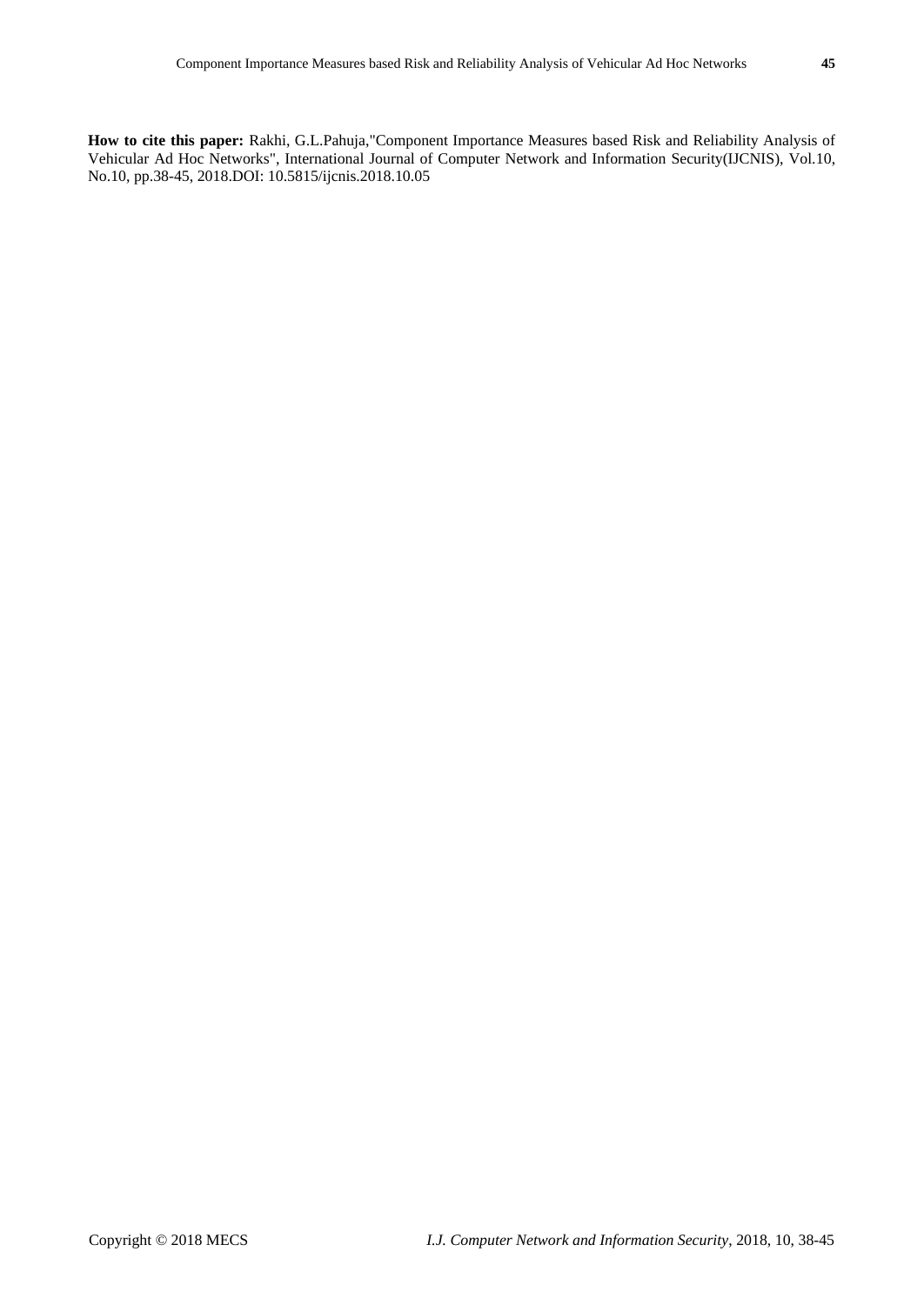**How to cite this paper:** Rakhi, G.L.Pahuja,"Component Importance Measures based Risk and Reliability Analysis of Vehicular Ad Hoc Networks", International Journal of Computer Network and Information Security(IJCNIS), Vol.10, No.10, pp.38-45, 2018.DOI: 10.5815/ijcnis.2018.10.05